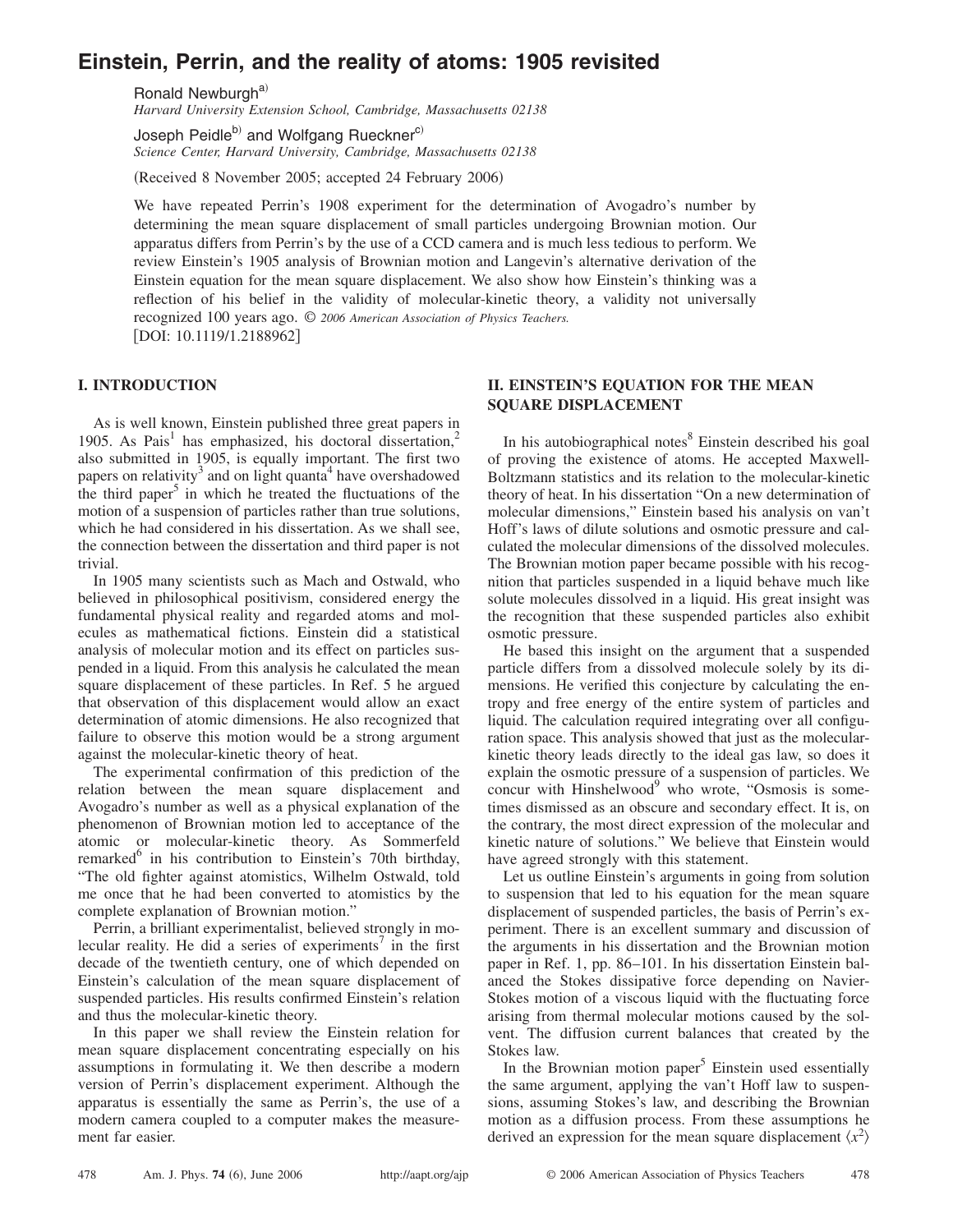# Einstein, Perrin, and the reality of atoms: 1905 revisited

Ronald Newburgh[a]
*Harvard University Extension School, Cambridge, Massachusetts 02138*

Joseph Peidle[b] and Wolfgang Rueckner[c]
*Science Center, Harvard University, Cambridge, Massachusetts 02138*

(Received 8 November 2005; accepted 24 February 2006)

We have repeated Perrin's 1908 experiment for the determination of Avogadro's number by determining the mean square displacement of small particles undergoing Brownian motion. Our apparatus differs from Perrin's by the use of a CCD camera and is much less tedious to perform. We review Einstein's 1905 analysis of Brownian motion and Langevin's alternative derivation of the Einstein equation for the mean square displacement. We also show how Einstein's thinking was a reflection of his belief in the validity of molecular-kinetic theory, a validity not universally recognized 100 years ago. © *2006 American Association of Physics Teachers.*
[DOI: 10.1119/1.2188962]

## I. INTRODUCTION

As is well known, Einstein published three great papers in 1905. As Pais[1] has emphasized, his doctoral dissertation,[2] also submitted in 1905, is equally important. The first two papers on relativity[3] and on light quanta[4] have overshadowed the third paper[5] in which he treated the fluctuations of the motion of a suspension of particles rather than true solutions, which he had considered in his dissertation. As we shall see, the connection between the dissertation and third paper is not trivial.

In 1905 many scientists such as Mach and Ostwald, who believed in philosophical positivism, considered energy the fundamental physical reality and regarded atoms and molecules as mathematical fictions. Einstein did a statistical analysis of molecular motion and its effect on particles suspended in a liquid. From this analysis he calculated the mean square displacement of these particles. In Ref. 5 he argued that observation of this displacement would allow an exact determination of atomic dimensions. He also recognized that failure to observe this motion would be a strong argument against the molecular-kinetic theory of heat.

The experimental confirmation of this prediction of the relation between the mean square displacement and Avogadro's number as well as a physical explanation of the phenomenon of Brownian motion led to acceptance of the atomic or molecular-kinetic theory. As Sommerfeld remarked[6] in his contribution to Einstein's 70th birthday, "The old fighter against atomistics, Wilhelm Ostwald, told me once that he had been converted to atomistics by the complete explanation of Brownian motion."

Perrin, a brilliant experimentalist, believed strongly in molecular reality. He did a series of experiments[7] in the first decade of the twentieth century, one of which depended on Einstein's calculation of the mean square displacement of suspended particles. His results confirmed Einstein's relation and thus the molecular-kinetic theory.

In this paper we shall review the Einstein relation for mean square displacement concentrating especially on his assumptions in formulating it. We then describe a modern version of Perrin's displacement experiment. Although the apparatus is essentially the same as Perrin's, the use of a modern camera coupled to a computer makes the measurement far easier.

## II. EINSTEIN'S EQUATION FOR THE MEAN SQUARE DISPLACEMENT

In his autobiographical notes[8] Einstein described his goal of proving the existence of atoms. He accepted Maxwell-Boltzmann statistics and its relation to the molecular-kinetic theory of heat. In his dissertation "On a new determination of molecular dimensions," Einstein based his analysis on van't Hoff's laws of dilute solutions and osmotic pressure and calculated the molecular dimensions of the dissolved molecules. The Brownian motion paper became possible with his recognition that particles suspended in a liquid behave much like solute molecules dissolved in a liquid. His great insight was the recognition that these suspended particles also exhibit osmotic pressure.

He based this insight on the argument that a suspended particle differs from a dissolved molecule solely by its dimensions. He verified this conjecture by calculating the entropy and free energy of the entire system of particles and liquid. The calculation required integrating over all configuration space. This analysis showed that just as the molecular-kinetic theory leads directly to the ideal gas law, so does it explain the osmotic pressure of a suspension of particles. We concur with Hinshelwood[9] who wrote, "Osmosis is sometimes dismissed as an obscure and secondary effect. It is, on the contrary, the most direct expression of the molecular and kinetic nature of solutions." We believe that Einstein would have agreed strongly with this statement.

Let us outline Einstein's arguments in going from solution to suspension that led to his equation for the mean square displacement of suspended particles, the basis of Perrin's experiment. There is an excellent summary and discussion of the arguments in his dissertation and the Brownian motion paper in Ref. 1, pp. 86–101. In his dissertation Einstein balanced the Stokes dissipative force depending on Navier-Stokes motion of a viscous liquid with the fluctuating force arising from thermal molecular motions caused by the solvent. The diffusion current balances that created by the Stokes law.

In the Brownian motion paper[5] Einstein used essentially the same argument, applying the van't Hoff law to suspensions, assuming Stokes's law, and describing the Brownian motion as a diffusion process. From these assumptions he derived an expression for the mean square displacement $\langle x^2 \rangle$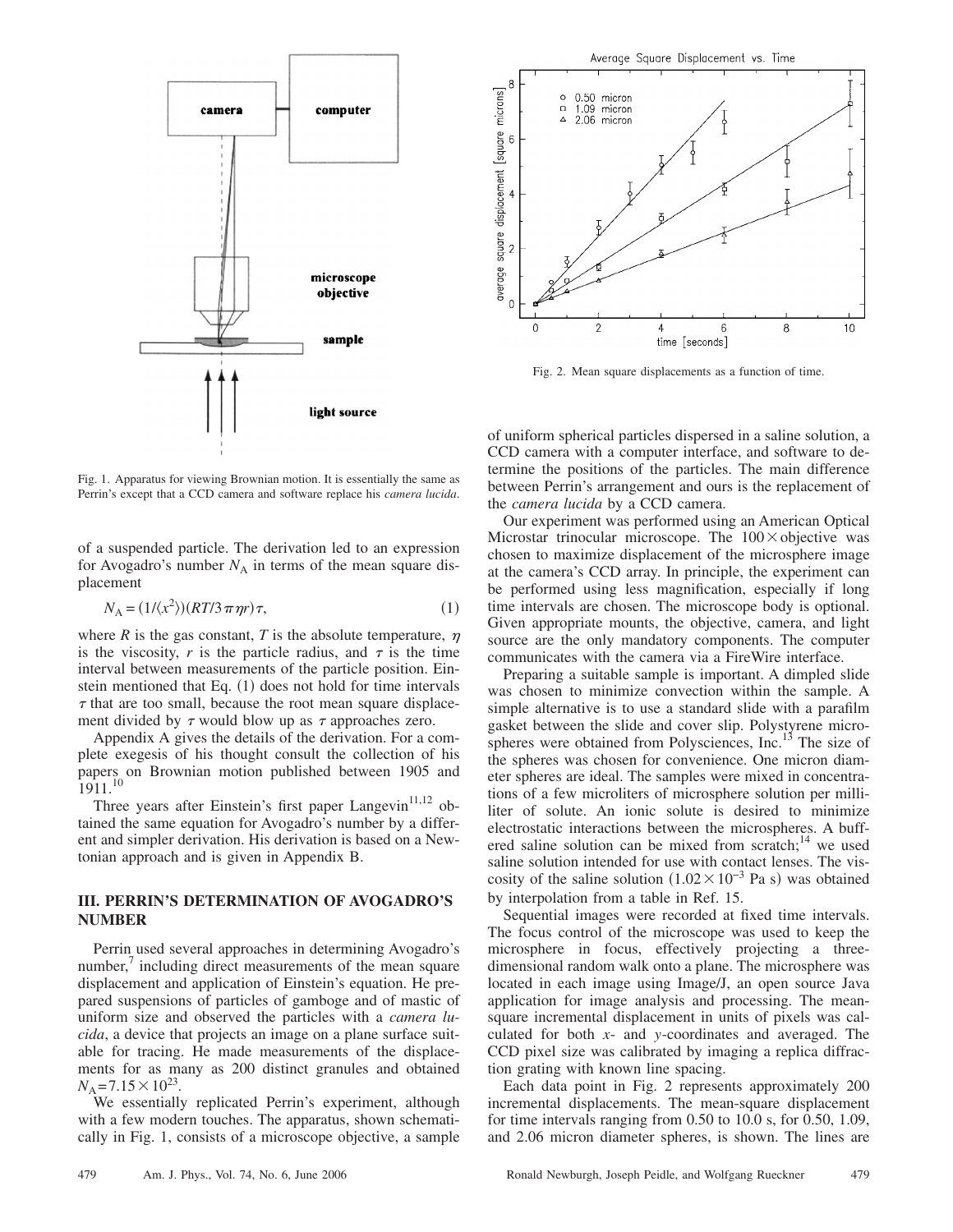Fig. 1. Apparatus for viewing Brownian motion. It is essentially the same as Perrin's except that a CCD camera and software replace his *camera lucida*.

of a suspended particle. The derivation led to an expression for Avogadro's number $N_A$ in terms of the mean square displacement

$$N_A = (1/\langle x^2 \rangle)(RT/3\pi\eta r)\tau, \tag{1}$$

where $R$ is the gas constant, $T$ is the absolute temperature, $\eta$ is the viscosity, $r$ is the particle radius, and $\tau$ is the time interval between measurements of the particle position. Einstein mentioned that Eq. (1) does not hold for time intervals $\tau$ that are too small, because the root mean square displacement divided by $\tau$ would blow up as $\tau$ approaches zero.

Appendix A gives the details of the derivation. For a complete exegesis of his thought consult the collection of his papers on Brownian motion published between 1905 and 1911.[10]

Three years after Einstein's first paper Langevin[11,12] obtained the same equation for Avogadro's number by a different and simpler derivation. His derivation is based on a Newtonian approach and is given in Appendix B.

## III. PERRIN'S DETERMINATION OF AVOGADRO'S NUMBER

Perrin used several approaches in determining Avogadro's number,[7] including direct measurements of the mean square displacement and application of Einstein's equation. He prepared suspensions of particles of gamboge and of mastic of uniform size and observed the particles with a *camera lucida*, a device that projects an image on a plane surface suitable for tracing. He made measurements of the displacements for as many as 200 distinct granules and obtained $N_A = 7.15 \times 10^{23}$.

We essentially replicated Perrin's experiment, although with a few modern touches. The apparatus, shown schematically in Fig. 1, consists of a microscope objective, a sample of uniform spherical particles dispersed in a saline solution, a CCD camera with a computer interface, and software to determine the positions of the particles. The main difference between Perrin's arrangement and ours is the replacement of the *camera lucida* by a CCD camera.

Our experiment was performed using an American Optical Microstar trinocular microscope. The $100\times$ objective was chosen to maximize displacement of the microsphere image at the camera's CCD array. In principle, the experiment can be performed using less magnification, especially if long time intervals are chosen. The microscope body is optional. Given appropriate mounts, the objective, camera, and light source are the only mandatory components. The computer communicates with the camera via a FireWire interface.

Preparing a suitable sample is important. A dimpled slide was chosen to minimize convection within the sample. A simple alternative is to use a standard slide with a parafilm gasket between the slide and cover slip. Polystyrene microspheres were obtained from Polysciences, Inc.[13] The size of the spheres was chosen for convenience. One micron diameter spheres are ideal. The samples were mixed in concentrations of a few microliters of microsphere solution per milliliter of solute. An ionic solute is desired to minimize electrostatic interactions between the microspheres. A buffered saline solution can be mixed from scratch;[14] we used saline solution intended for use with contact lenses. The viscosity of the saline solution ($1.02 \times 10^{-3}$ Pa s) was obtained by interpolation from a table in Ref. 15.

Sequential images were recorded at fixed time intervals. The focus control of the microscope was used to keep the microsphere in focus, effectively projecting a three-dimensional random walk onto a plane. The microsphere was located in each image using Image/J, an open source Java application for image analysis and processing. The mean-square incremental displacement in units of pixels was calculated for both $x$- and $y$-coordinates and averaged. The CCD pixel size was calibrated by imaging a replica diffraction grating with known line spacing.

Fig. 2. Mean square displacements as a function of time.

Each data point in Fig. 2 represents approximately 200 incremental displacements. The mean-square displacement for time intervals ranging from 0.50 to 10.0 s, for 0.50, 1.09, and 2.06 micron diameter spheres, is shown. The lines are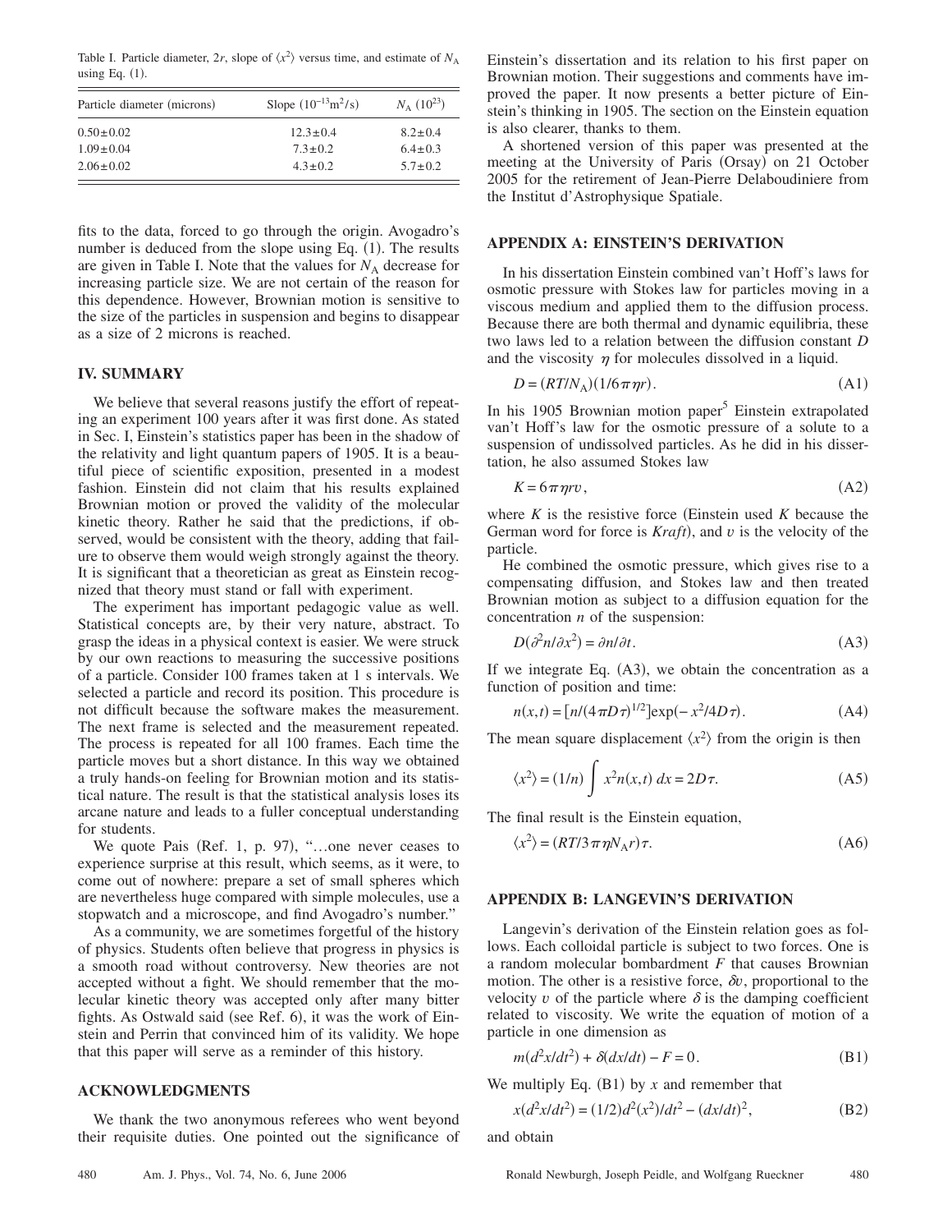Table I. Particle diameter, $2r$, slope of $\langle x^2 \rangle$ versus time, and estimate of $N_A$ using Eq. (1).

| Particle diameter (microns) | Slope ($10^{-13}$m$^2$/s) | $N_A$ ($10^{23}$) |
| --- | --- | --- |
| $0.50 \pm 0.02$ | $12.3 \pm 0.4$ | $8.2 \pm 0.4$ |
| $1.09 \pm 0.04$ | $7.3 \pm 0.2$ | $6.4 \pm 0.3$ |
| $2.06 \pm 0.02$ | $4.3 \pm 0.2$ | $5.7 \pm 0.2$ |

fits to the data, forced to go through the origin. Avogadro's number is deduced from the slope using Eq. (1). The results are given in Table I. Note that the values for $N_A$ decrease for increasing particle size. We are not certain of the reason for this dependence. However, Brownian motion is sensitive to the size of the particles in suspension and begins to disappear as a size of 2 microns is reached.

## IV. SUMMARY

We believe that several reasons justify the effort of repeating an experiment 100 years after it was first done. As stated in Sec. I, Einstein's statistics paper has been in the shadow of the relativity and light quantum papers of 1905. It is a beautiful piece of scientific exposition, presented in a modest fashion. Einstein did not claim that his results explained Brownian motion or proved the validity of the molecular kinetic theory. Rather he said that the predictions, if observed, would be consistent with the theory, adding that failure to observe them would weigh strongly against the theory. It is significant that a theoretician as great as Einstein recognized that theory must stand or fall with experiment.

The experiment has important pedagogic value as well. Statistical concepts are, by their very nature, abstract. To grasp the ideas in a physical context is easier. We were struck by our own reactions to measuring the successive positions of a particle. Consider 100 frames taken at 1 s intervals. We selected a particle and record its position. This procedure is not difficult because the software makes the measurement. The next frame is selected and the measurement repeated. The process is repeated for all 100 frames. Each time the particle moves but a short distance. In this way we obtained a truly hands-on feeling for Brownian motion and its statistical nature. The result is that the statistical analysis loses its arcane nature and leads to a fuller conceptual understanding for students.

We quote Pais (Ref. 1, p. 97), "…one never ceases to experience surprise at this result, which seems, as it were, to come out of nowhere: prepare a set of small spheres which are nevertheless huge compared with simple molecules, use a stopwatch and a microscope, and find Avogadro's number."

As a community, we are sometimes forgetful of the history of physics. Students often believe that progress in physics is a smooth road without controversy. New theories are not accepted without a fight. We should remember that the molecular kinetic theory was accepted only after many bitter fights. As Ostwald said (see Ref. 6), it was the work of Einstein and Perrin that convinced him of its validity. We hope that this paper will serve as a reminder of this history.

## ACKNOWLEDGMENTS

We thank the two anonymous referees who went beyond their requisite duties. One pointed out the significance of Einstein's dissertation and its relation to his first paper on Brownian motion. Their suggestions and comments have improved the paper. It now presents a better picture of Einstein's thinking in 1905. The section on the Einstein equation is also clearer, thanks to them.

A shortened version of this paper was presented at the meeting at the University of Paris (Orsay) on 21 October 2005 for the retirement of Jean-Pierre Delaboudiniere from the Institut d'Astrophysique Spatiale.

## APPENDIX A: EINSTEIN'S DERIVATION

In his dissertation Einstein combined van't Hoff's laws for osmotic pressure with Stokes law for particles moving in a viscous medium and applied them to the diffusion process. Because there are both thermal and dynamic equilibria, these two laws led to a relation between the diffusion constant $D$ and the viscosity $\eta$ for molecules dissolved in a liquid.

$$D = (RT/N_A)(1/6\pi\eta r). \tag{A1}$$

In his 1905 Brownian motion paper[5] Einstein extrapolated van't Hoff's law for the osmotic pressure of a solute to a suspension of undissolved particles. As he did in his dissertation, he also assumed Stokes law

$$K = 6\pi\eta r v, \tag{A2}$$

where $K$ is the resistive force (Einstein used $K$ because the German word for force is *Kraft*), and $v$ is the velocity of the particle.

He combined the osmotic pressure, which gives rise to a compensating diffusion, and Stokes law and then treated Brownian motion as subject to a diffusion equation for the concentration $n$ of the suspension:

$$D(\partial^2 n/\partial x^2) = \partial n/\partial t. \tag{A3}$$

If we integrate Eq. (A3), we obtain the concentration as a function of position and time:

$$n(x,t) = [n/(4\pi D\tau)^{1/2}]\exp(-x^2/4D\tau). \tag{A4}$$

The mean square displacement $\langle x^2 \rangle$ from the origin is then

$$\langle x^2 \rangle = (1/n)\int x^2 n(x,t)\, dx = 2D\tau. \tag{A5}$$

The final result is the Einstein equation,

$$\langle x^2 \rangle = (RT/3\pi\eta N_A r)\tau. \tag{A6}$$

## APPENDIX B: LANGEVIN'S DERIVATION

Langevin's derivation of the Einstein relation goes as follows. Each colloidal particle is subject to two forces. One is a random molecular bombardment $F$ that causes Brownian motion. The other is a resistive force, $\delta v$, proportional to the velocity $v$ of the particle where $\delta$ is the damping coefficient related to viscosity. We write the equation of motion of a particle in one dimension as

$$m(d^2x/dt^2) + \delta(dx/dt) - F = 0. \tag{B1}$$

We multiply Eq. (B1) by $x$ and remember that

$$x(d^2x/dt^2) = (1/2)d^2(x^2)/dt^2 - (dx/dt)^2, \tag{B2}$$

and obtain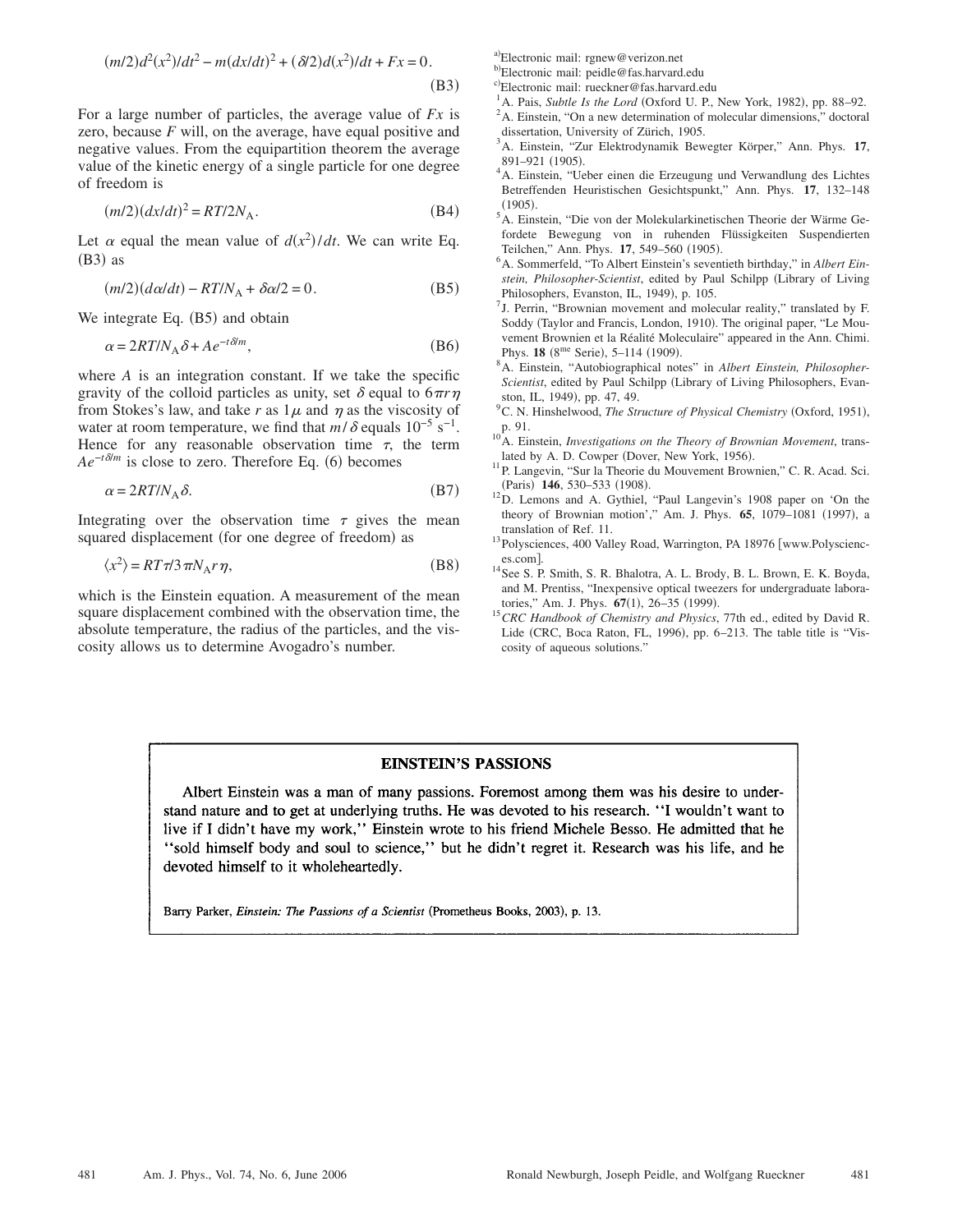$$(m/2)d^2(x^2)/dt^2 - m(dx/dt)^2 + (\delta/2)d(x^2)/dt + Fx = 0. \tag{B3}$$

For a large number of particles, the average value of $Fx$ is zero, because $F$ will, on the average, have equal positive and negative values. From the equipartition theorem the average value of the kinetic energy of a single particle for one degree of freedom is

$$(m/2)(dx/dt)^2 = RT/2N_A. \tag{B4}$$

Let $\alpha$ equal the mean value of $d(x^2)/dt$. We can write Eq. (B3) as

$$(m/2)(d\alpha/dt) - RT/N_A + \delta\alpha/2 = 0. \tag{B5}$$

We integrate Eq. (B5) and obtain

$$\alpha = 2RT/N_A\delta + Ae^{-t\delta/m}, \tag{B6}$$

where $A$ is an integration constant. If we take the specific gravity of the colloid particles as unity, set $\delta$ equal to $6\pi r\eta$ from Stokes's law, and take $r$ as $1\mu$ and $\eta$ as the viscosity of water at room temperature, we find that $m/\delta$ equals $10^{-5}$ s$^{-1}$. Hence for any reasonable observation time $\tau$, the term $Ae^{-t\delta/m}$ is close to zero. Therefore Eq. (6) becomes

$$\alpha = 2RT/N_A\delta. \tag{B7}$$

Integrating over the observation time $\tau$ gives the mean squared displacement (for one degree of freedom) as

$$\langle x^2 \rangle = RT\tau/3\pi N_A r\eta, \tag{B8}$$

which is the Einstein equation. A measurement of the mean square displacement combined with the observation time, the absolute temperature, the radius of the particles, and the viscosity allows us to determine Avogadro's number.

[a]Electronic mail: rgnew@verizon.net

[b]Electronic mail: peidle@fas.harvard.edu

[c]Electronic mail: rueckner@fas.harvard.edu

[1]A. Pais, *Subtle Is the Lord* (Oxford U. P., New York, 1982), pp. 88–92.

[2]A. Einstein, "On a new determination of molecular dimensions," doctoral dissertation, University of Zürich, 1905.

[3]A. Einstein, "Zur Elektrodynamik Bewegter Körper," Ann. Phys. **17**, 891–921 (1905).

[4]A. Einstein, "Ueber einen die Erzeugung und Verwandlung des Lichtes Betreffenden Heuristischen Gesichtspunkt," Ann. Phys. **17**, 132–148 (1905).

[5]A. Einstein, "Die von der Molekularkinetischen Theorie der Wärme Geforderte Bewegung von in ruhenden Flüssigkeiten Suspendierten Teilchen," Ann. Phys. **17**, 549–560 (1905).

[6]A. Sommerfeld, "To Albert Einstein's seventieth birthday," in *Albert Einstein, Philosopher-Scientist*, edited by Paul Schilpp (Library of Living Philosophers, Evanston, IL, 1949), p. 105.

[7]J. Perrin, "Brownian movement and molecular reality," translated by F. Soddy (Taylor and Francis, London, 1910). The original paper, "Le Mouvement Brownien et la Réalité Moleculaire" appeared in the Ann. Chimi. Phys. **18** (8$^{me}$ Serie), 5–114 (1909).

[8]A. Einstein, "Autobiographical notes" in *Albert Einstein, Philosopher-Scientist*, edited by Paul Schilpp (Library of Living Philosophers, Evanston, IL, 1949), pp. 47, 49.

[9]C. N. Hinshelwood, *The Structure of Physical Chemistry* (Oxford, 1951), p. 91.

[10]A. Einstein, *Investigations on the Theory of Brownian Movement*, translated by A. D. Cowper (Dover, New York, 1956).

[11]P. Langevin, "Sur la Theorie du Mouvement Brownien," C. R. Acad. Sci. (Paris) **146**, 530–533 (1908).

[12]D. Lemons and A. Gythiel, "Paul Langevin's 1908 paper on 'On the theory of Brownian motion'," Am. J. Phys. **65**, 1079–1081 (1997), a translation of Ref. 11.

[13]Polysciences, 400 Valley Road, Warrington, PA 18976 [www.Polysciences.com].

[14]See S. P. Smith, S. R. Bhalotra, A. L. Brody, B. L. Brown, E. K. Boyda, and M. Prentiss, "Inexpensive optical tweezers for undergraduate laboratories," Am. J. Phys. **67**(1), 26–35 (1999).

[15]*CRC Handbook of Chemistry and Physics*, 77th ed., edited by David R. Lide (CRC, Boca Raton, FL, 1996), pp. 6–213. The table title is "Viscosity of aqueous solutions."

## EINSTEIN'S PASSIONS

Albert Einstein was a man of many passions. Foremost among them was his desire to understand nature and to get at underlying truths. He was devoted to his research. ''I wouldn't want to live if I didn't have my work,'' Einstein wrote to his friend Michele Besso. He admitted that he ''sold himself body and soul to science,'' but he didn't regret it. Research was his life, and he devoted himself to it wholeheartedly.

Barry Parker, *Einstein: The Passions of a Scientist* (Prometheus Books, 2003), p. 13.